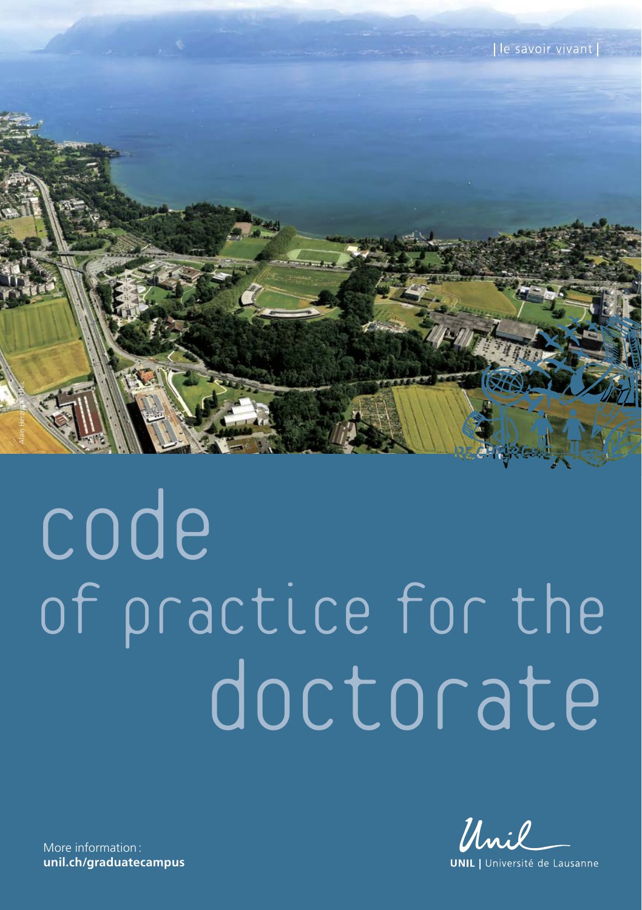| le savoir vivant |

# code of practice for the doctorate

More information:
**unil.ch/graduatecampus**

UNIL | Université de Lausanne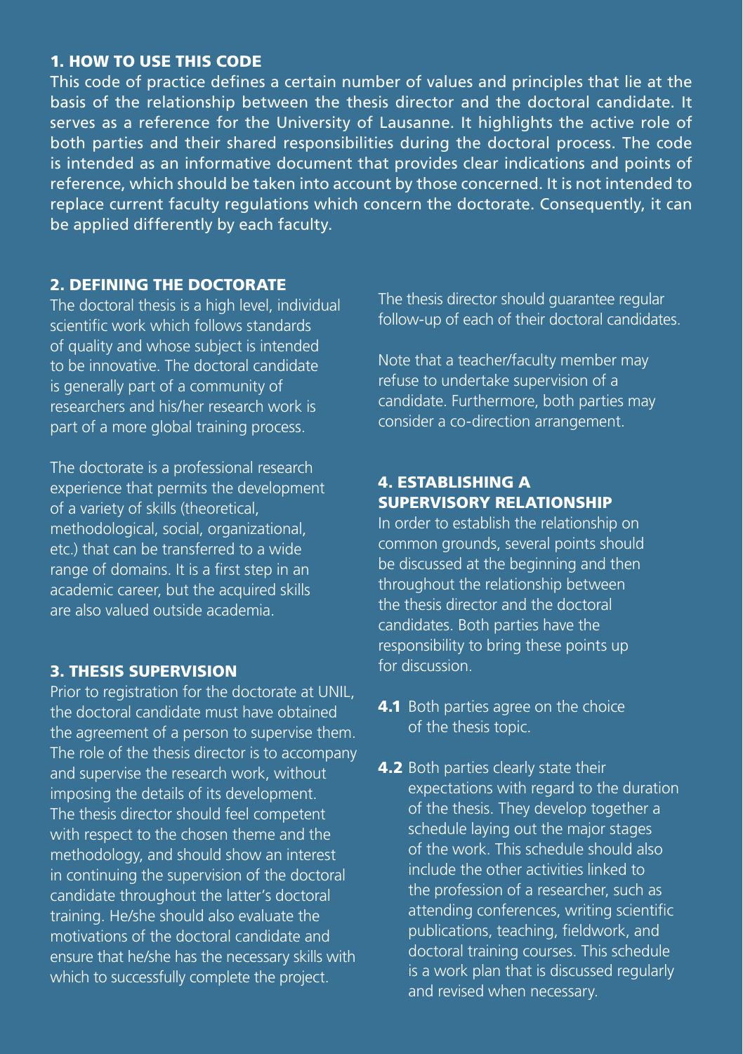## 1. HOW TO USE THIS CODE

This code of practice defines a certain number of values and principles that lie at the basis of the relationship between the thesis director and the doctoral candidate. It serves as a reference for the University of Lausanne. It highlights the active role of both parties and their shared responsibilities during the doctoral process. The code is intended as an informative document that provides clear indications and points of reference, which should be taken into account by those concerned. It is not intended to replace current faculty regulations which concern the doctorate. Consequently, it can be applied differently by each faculty.

## 2. DEFINING THE DOCTORATE

The doctoral thesis is a high level, individual scientific work which follows standards of quality and whose subject is intended to be innovative. The doctoral candidate is generally part of a community of researchers and his/her research work is part of a more global training process.

The doctorate is a professional research experience that permits the development of a variety of skills (theoretical, methodological, social, organizational, etc.) that can be transferred to a wide range of domains. It is a first step in an academic career, but the acquired skills are also valued outside academia.

## 3. THESIS SUPERVISION

Prior to registration for the doctorate at UNIL, the doctoral candidate must have obtained the agreement of a person to supervise them. The role of the thesis director is to accompany and supervise the research work, without imposing the details of its development. The thesis director should feel competent with respect to the chosen theme and the methodology, and should show an interest in continuing the supervision of the doctoral candidate throughout the latter's doctoral training. He/she should also evaluate the motivations of the doctoral candidate and ensure that he/she has the necessary skills with which to successfully complete the project.

The thesis director should guarantee regular follow-up of each of their doctoral candidates.

Note that a teacher/faculty member may refuse to undertake supervision of a candidate. Furthermore, both parties may consider a co-direction arrangement.

## 4. ESTABLISHING A SUPERVISORY RELATIONSHIP

In order to establish the relationship on common grounds, several points should be discussed at the beginning and then throughout the relationship between the thesis director and the doctoral candidates. Both parties have the responsibility to bring these points up for discussion.

**4.1** Both parties agree on the choice of the thesis topic.

**4.2** Both parties clearly state their expectations with regard to the duration of the thesis. They develop together a schedule laying out the major stages of the work. This schedule should also include the other activities linked to the profession of a researcher, such as attending conferences, writing scientific publications, teaching, fieldwork, and doctoral training courses. This schedule is a work plan that is discussed regularly and revised when necessary.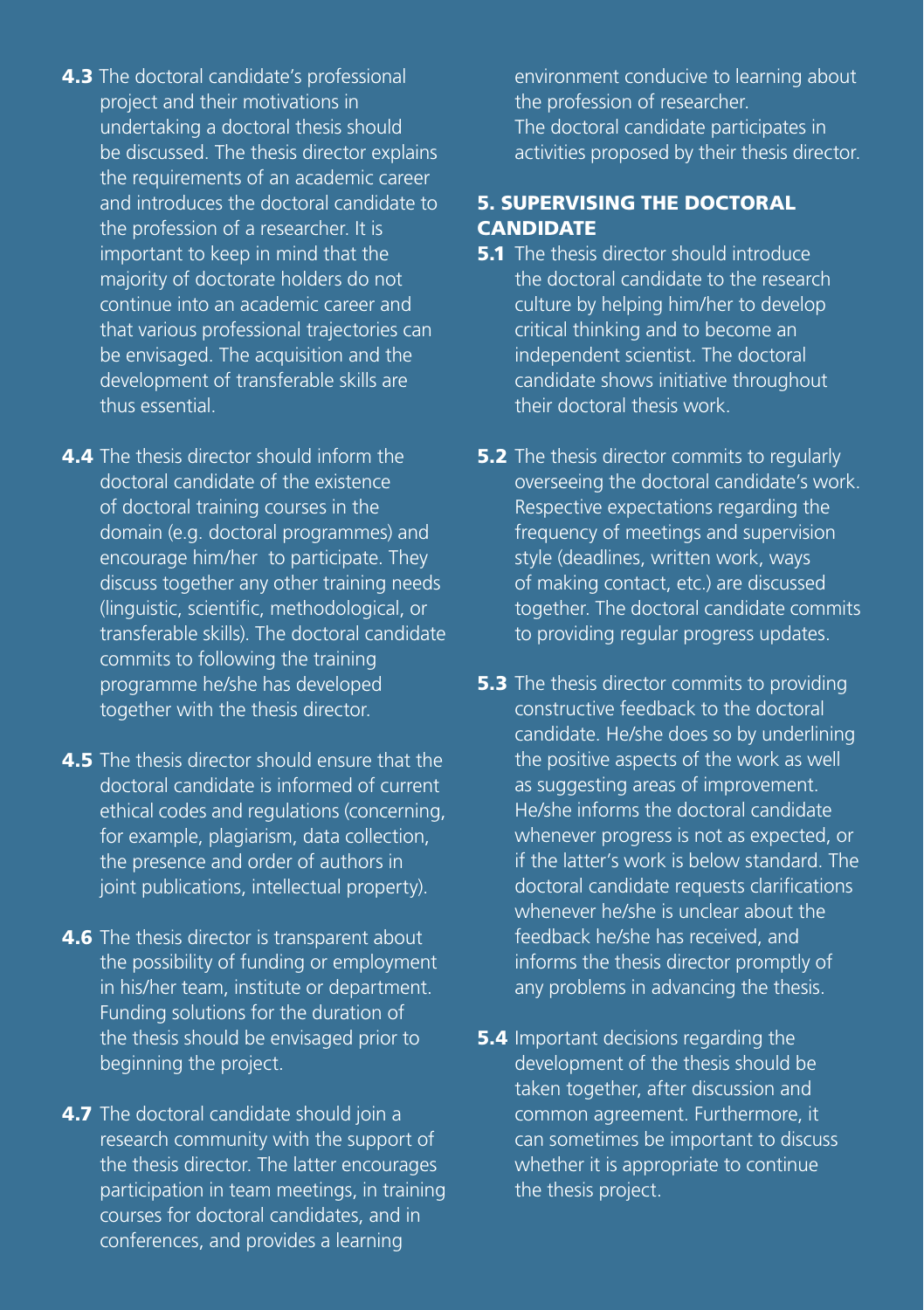**4.3** The doctoral candidate's professional project and their motivations in undertaking a doctoral thesis should be discussed. The thesis director explains the requirements of an academic career and introduces the doctoral candidate to the profession of a researcher. It is important to keep in mind that the majority of doctorate holders do not continue into an academic career and that various professional trajectories can be envisaged. The acquisition and the development of transferable skills are thus essential.

**4.4** The thesis director should inform the doctoral candidate of the existence of doctoral training courses in the domain (e.g. doctoral programmes) and encourage him/her to participate. They discuss together any other training needs (linguistic, scientific, methodological, or transferable skills). The doctoral candidate commits to following the training programme he/she has developed together with the thesis director.

**4.5** The thesis director should ensure that the doctoral candidate is informed of current ethical codes and regulations (concerning, for example, plagiarism, data collection, the presence and order of authors in joint publications, intellectual property).

**4.6** The thesis director is transparent about the possibility of funding or employment in his/her team, institute or department. Funding solutions for the duration of the thesis should be envisaged prior to beginning the project.

**4.7** The doctoral candidate should join a research community with the support of the thesis director. The latter encourages participation in team meetings, in training courses for doctoral candidates, and in conferences, and provides a learning environment conducive to learning about the profession of researcher. The doctoral candidate participates in activities proposed by their thesis director.

## 5. SUPERVISING THE DOCTORAL CANDIDATE

**5.1** The thesis director should introduce the doctoral candidate to the research culture by helping him/her to develop critical thinking and to become an independent scientist. The doctoral candidate shows initiative throughout their doctoral thesis work.

**5.2** The thesis director commits to regularly overseeing the doctoral candidate's work. Respective expectations regarding the frequency of meetings and supervision style (deadlines, written work, ways of making contact, etc.) are discussed together. The doctoral candidate commits to providing regular progress updates.

**5.3** The thesis director commits to providing constructive feedback to the doctoral candidate. He/she does so by underlining the positive aspects of the work as well as suggesting areas of improvement. He/she informs the doctoral candidate whenever progress is not as expected, or if the latter's work is below standard. The doctoral candidate requests clarifications whenever he/she is unclear about the feedback he/she has received, and informs the thesis director promptly of any problems in advancing the thesis.

**5.4** Important decisions regarding the development of the thesis should be taken together, after discussion and common agreement. Furthermore, it can sometimes be important to discuss whether it is appropriate to continue the thesis project.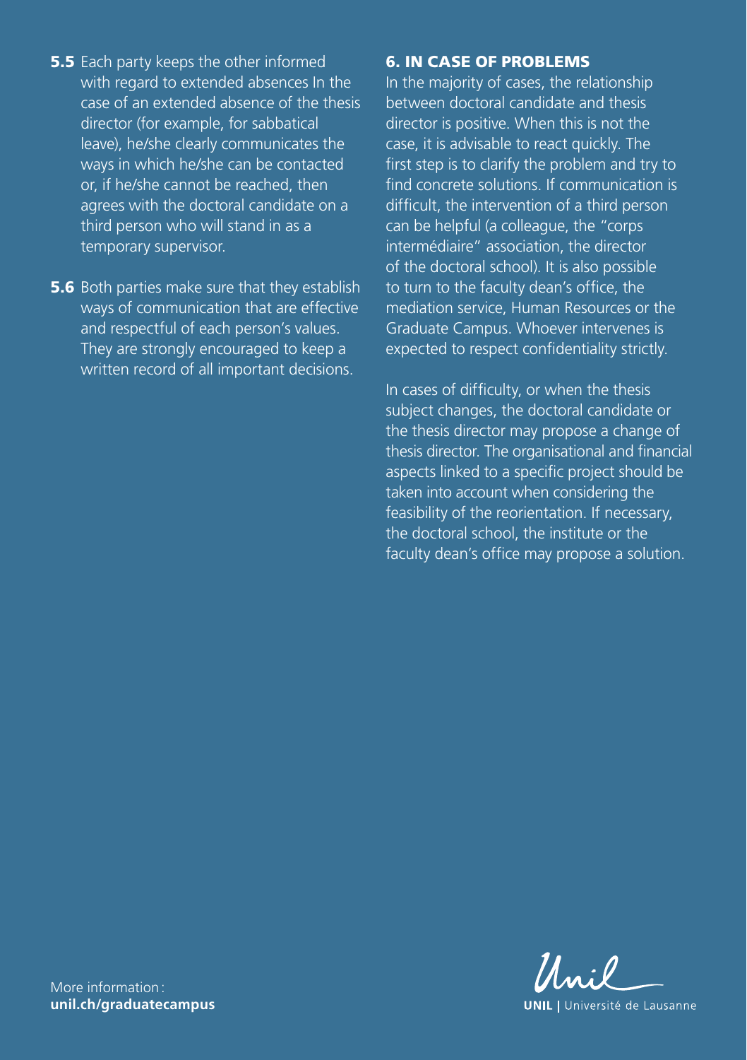**5.5** Each party keeps the other informed with regard to extended absences In the case of an extended absence of the thesis director (for example, for sabbatical leave), he/she clearly communicates the ways in which he/she can be contacted or, if he/she cannot be reached, then agrees with the doctoral candidate on a third person who will stand in as a temporary supervisor.

**5.6** Both parties make sure that they establish ways of communication that are effective and respectful of each person's values. They are strongly encouraged to keep a written record of all important decisions.

## 6. IN CASE OF PROBLEMS

In the majority of cases, the relationship between doctoral candidate and thesis director is positive. When this is not the case, it is advisable to react quickly. The first step is to clarify the problem and try to find concrete solutions. If communication is difficult, the intervention of a third person can be helpful (a colleague, the "corps intermédiaire" association, the director of the doctoral school). It is also possible to turn to the faculty dean's office, the mediation service, Human Resources or the Graduate Campus. Whoever intervenes is expected to respect confidentiality strictly.

In cases of difficulty, or when the thesis subject changes, the doctoral candidate or the thesis director may propose a change of thesis director. The organisational and financial aspects linked to a specific project should be taken into account when considering the feasibility of the reorientation. If necessary, the doctoral school, the institute or the faculty dean's office may propose a solution.

More information:
**unil.ch/graduatecampus**

**UNIL** | Université de Lausanne